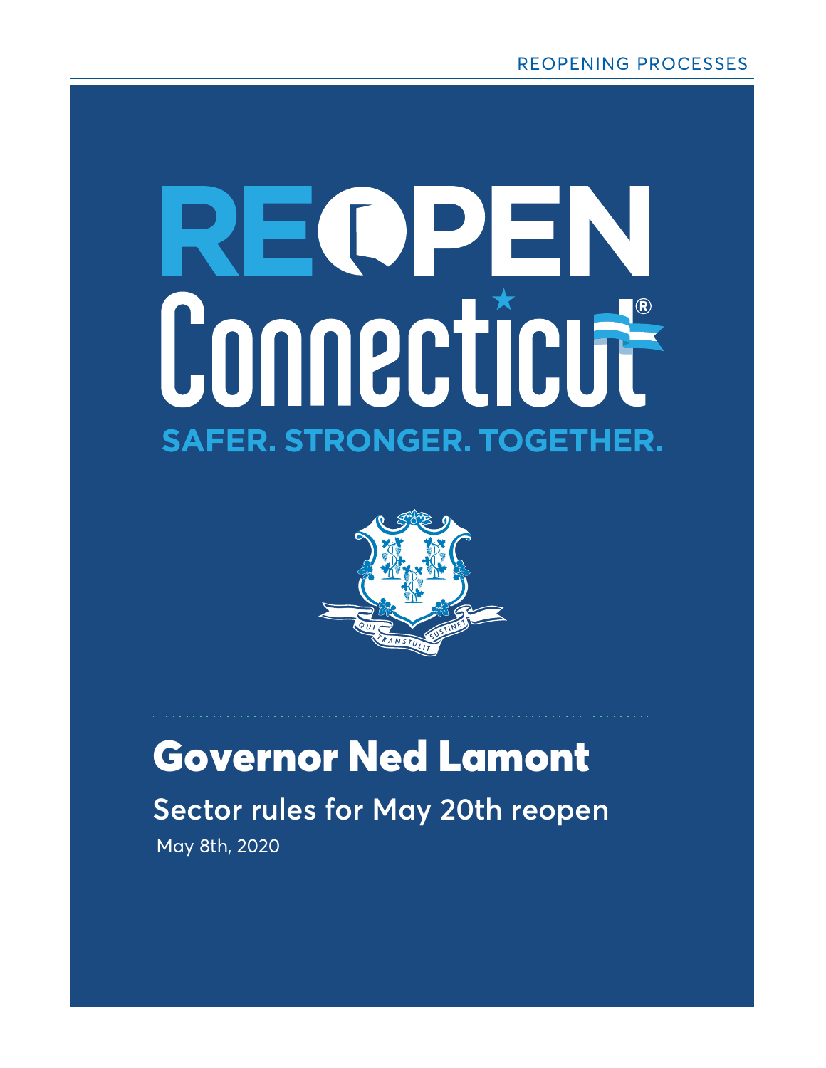# REOPEN Connecticut®

**SAFER. STRONGER. TOGETHER.**

## Governor Ned Lamont

### Sector rules for May 20th reopen

May 8th, 2020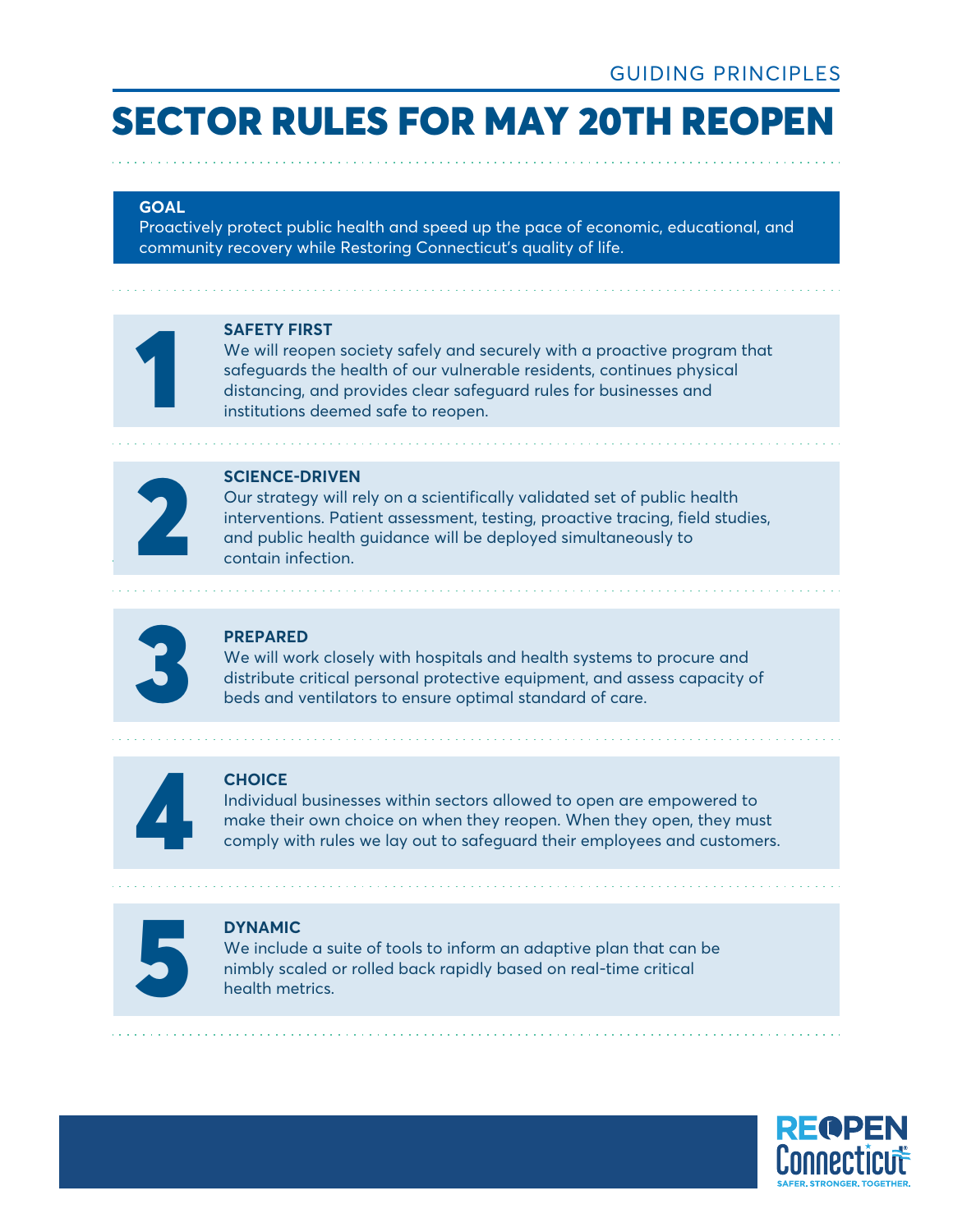GUIDING PRINCIPLES

# SECTOR RULES FOR MAY 20TH REOPEN

**GOAL**
Proactively protect public health and speed up the pace of economic, educational, and community recovery while Restoring Connecticut's quality of life.

## 1

**SAFETY FIRST**
We will reopen society safely and securely with a proactive program that safeguards the health of our vulnerable residents, continues physical distancing, and provides clear safeguard rules for businesses and institutions deemed safe to reopen.

## 2

**SCIENCE-DRIVEN**
Our strategy will rely on a scientifically validated set of public health interventions. Patient assessment, testing, proactive tracing, field studies, and public health guidance will be deployed simultaneously to contain infection.

## 3

**PREPARED**
We will work closely with hospitals and health systems to procure and distribute critical personal protective equipment, and assess capacity of beds and ventilators to ensure optimal standard of care.

## 4

**CHOICE**
Individual businesses within sectors allowed to open are empowered to make their own choice on when they reopen. When they open, they must comply with rules we lay out to safeguard their employees and customers.

## 5

**DYNAMIC**
We include a suite of tools to inform an adaptive plan that can be nimbly scaled or rolled back rapidly based on real-time critical health metrics.

REOPEN Connecticut
SAFER. STRONGER. TOGETHER.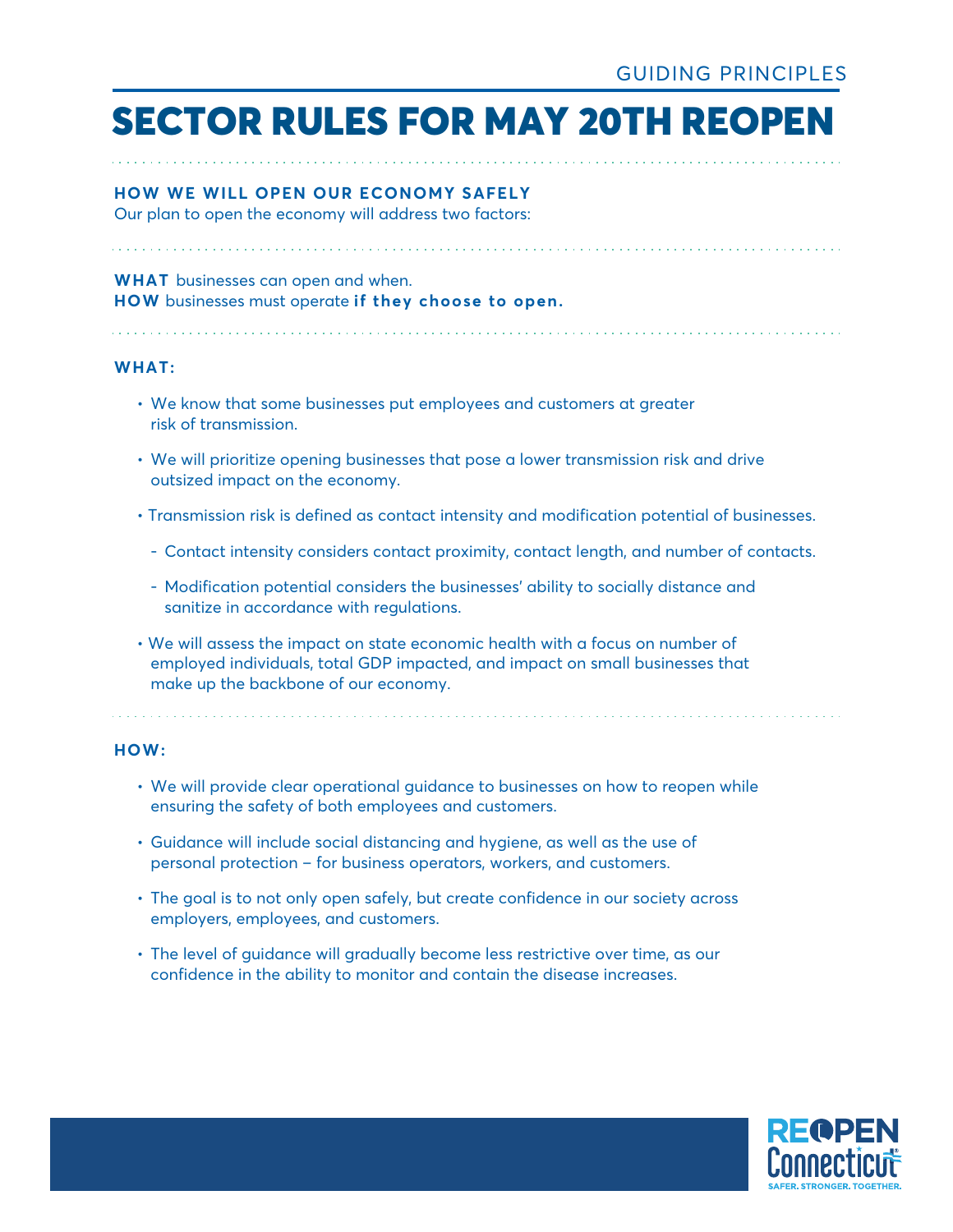GUIDING PRINCIPLES

# SECTOR RULES FOR MAY 20TH REOPEN

**HOW WE WILL OPEN OUR ECONOMY SAFELY**

Our plan to open the economy will address two factors:

**WHAT** businesses can open and when.
**HOW** businesses must operate **if they choose to open.**

**WHAT:**

- We know that some businesses put employees and customers at greater risk of transmission.
- We will prioritize opening businesses that pose a lower transmission risk and drive outsized impact on the economy.
- Transmission risk is defined as contact intensity and modification potential of businesses.
  - Contact intensity considers contact proximity, contact length, and number of contacts.
  - Modification potential considers the businesses' ability to socially distance and sanitize in accordance with regulations.
- We will assess the impact on state economic health with a focus on number of employed individuals, total GDP impacted, and impact on small businesses that make up the backbone of our economy.

**HOW:**

- We will provide clear operational guidance to businesses on how to reopen while ensuring the safety of both employees and customers.
- Guidance will include social distancing and hygiene, as well as the use of personal protection – for business operators, workers, and customers.
- The goal is to not only open safely, but create confidence in our society across employers, employees, and customers.
- The level of guidance will gradually become less restrictive over time, as our confidence in the ability to monitor and contain the disease increases.

REOPEN Connecticut
SAFER. STRONGER. TOGETHER.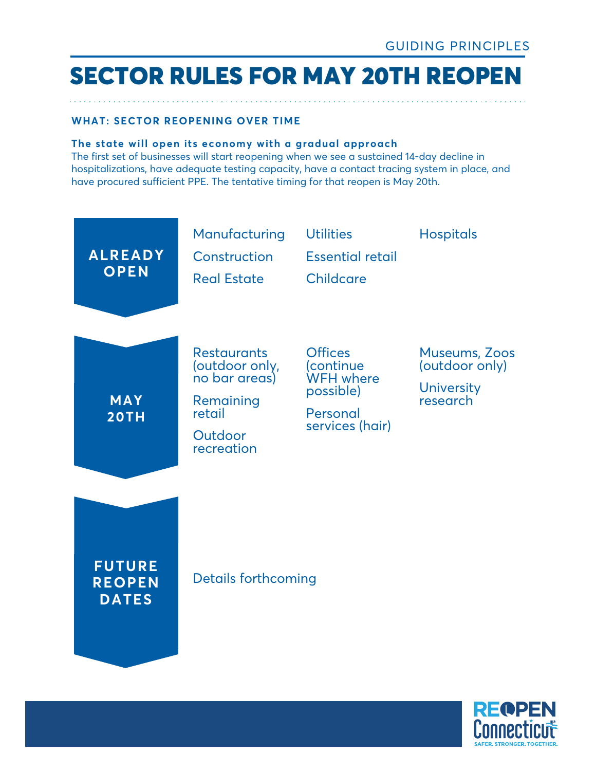GUIDING PRINCIPLES

# SECTOR RULES FOR MAY 20TH REOPEN

**WHAT: SECTOR REOPENING OVER TIME**

**The state will open its economy with a gradual approach**

The first set of businesses will start reopening when we see a sustained 14-day decline in hospitalizations, have adequate testing capacity, have a contact tracing system in place, and have procured sufficient PPE. The tentative timing for that reopen is May 20th.

## ALREADY OPEN

- Manufacturing
- Construction
- Real Estate
- Utilities
- Essential retail
- Childcare
- Hospitals

## MAY 20TH

- Restaurants (outdoor only, no bar areas)
- Remaining retail
- Outdoor recreation
- Offices (continue WFH where possible)
- Personal services (hair)
- Museums, Zoos (outdoor only)
- University research

## FUTURE REOPEN DATES

Details forthcoming

REOPEN Connecticut

SAFER. STRONGER. TOGETHER.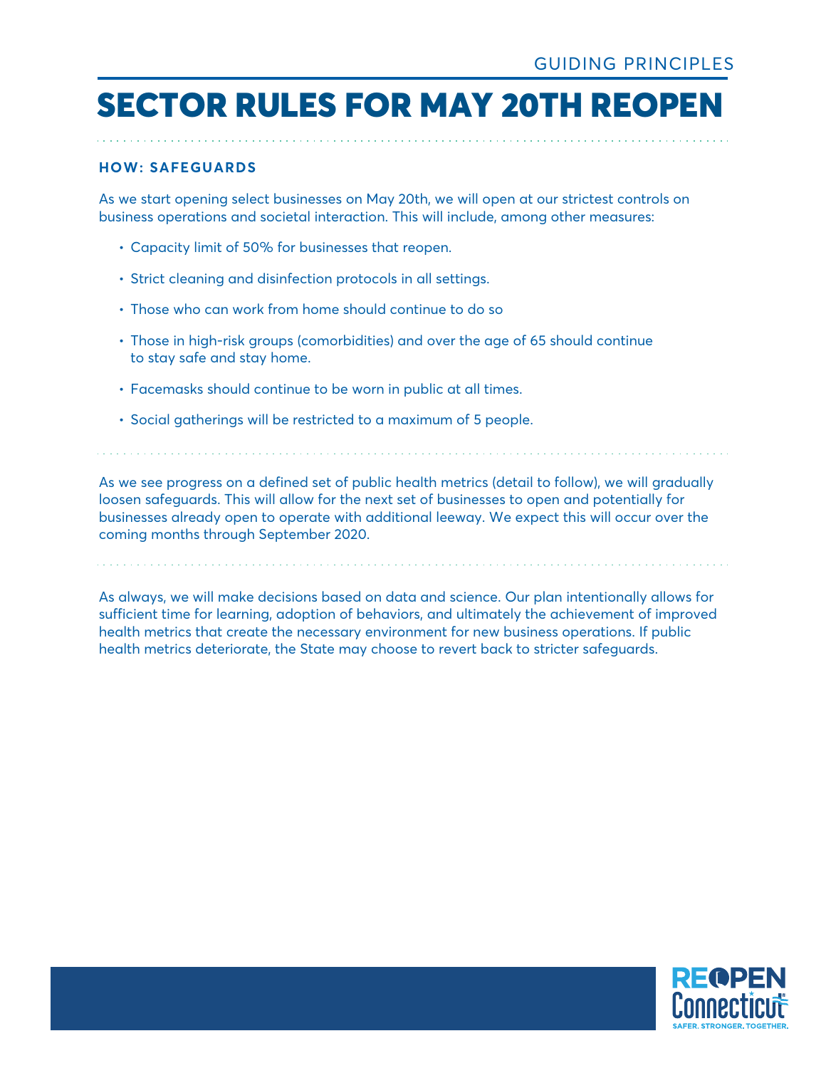GUIDING PRINCIPLES

# SECTOR RULES FOR MAY 20TH REOPEN

### HOW: SAFEGUARDS

As we start opening select businesses on May 20th, we will open at our strictest controls on business operations and societal interaction. This will include, among other measures:

- Capacity limit of 50% for businesses that reopen.
- Strict cleaning and disinfection protocols in all settings.
- Those who can work from home should continue to do so
- Those in high-risk groups (comorbidities) and over the age of 65 should continue to stay safe and stay home.
- Facemasks should continue to be worn in public at all times.
- Social gatherings will be restricted to a maximum of 5 people.

As we see progress on a defined set of public health metrics (detail to follow), we will gradually loosen safeguards. This will allow for the next set of businesses to open and potentially for businesses already open to operate with additional leeway. We expect this will occur over the coming months through September 2020.

As always, we will make decisions based on data and science. Our plan intentionally allows for sufficient time for learning, adoption of behaviors, and ultimately the achievement of improved health metrics that create the necessary environment for new business operations. If public health metrics deteriorate, the State may choose to revert back to stricter safeguards.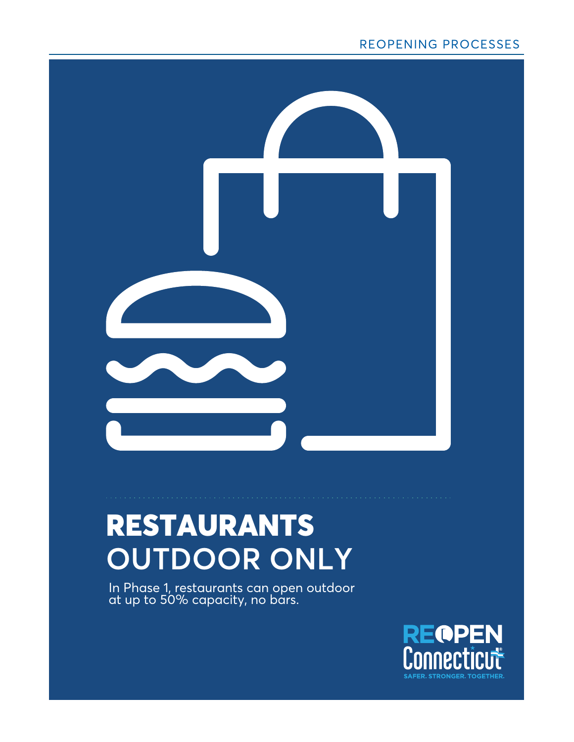# RESTAURANTS

## OUTDOOR ONLY

In Phase 1, restaurants can open outdoor at up to 50% capacity, no bars.

REOPEN Connecticut

SAFER. STRONGER. TOGETHER.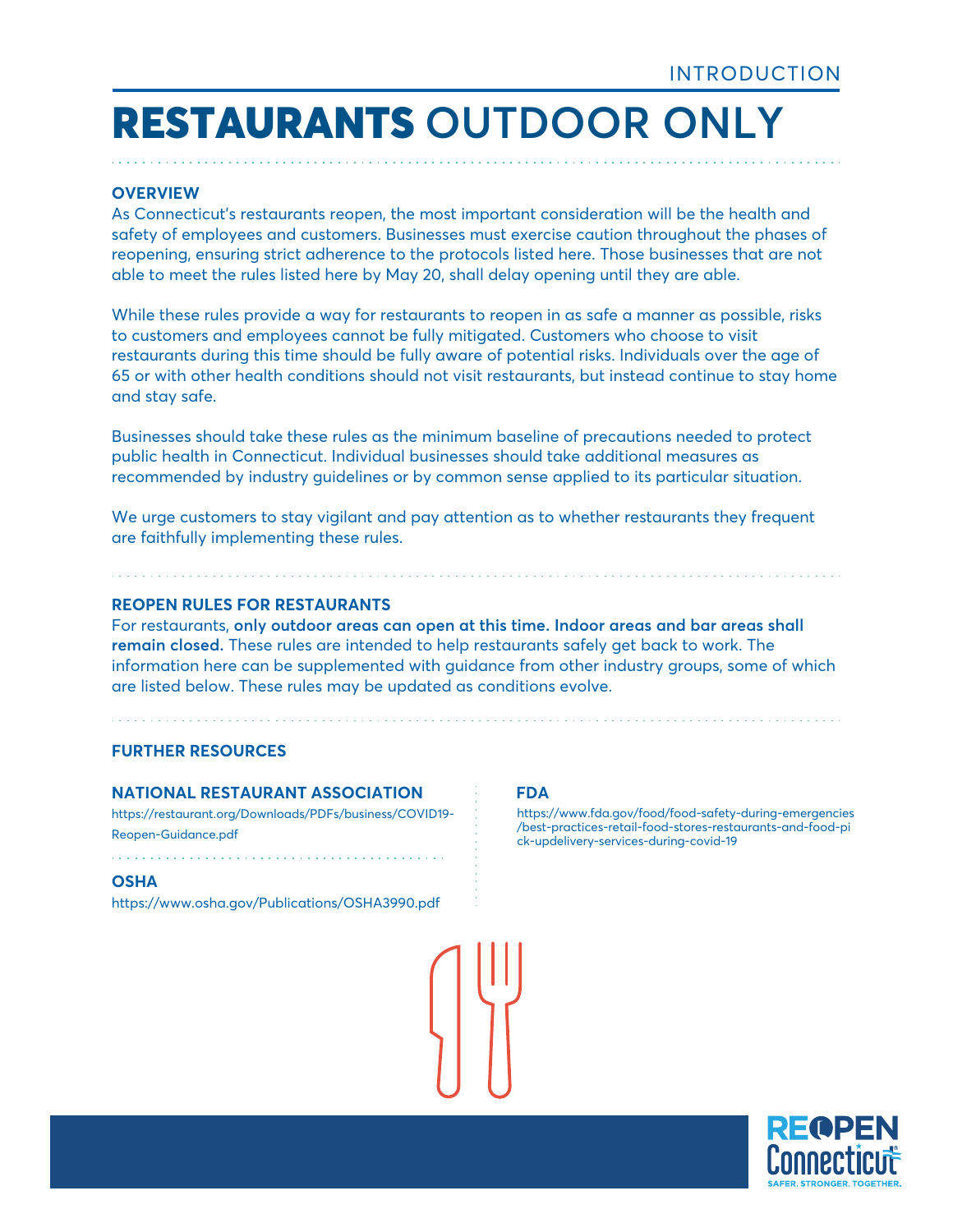INTRODUCTION

# RESTAURANTS OUTDOOR ONLY

## OVERVIEW

As Connecticut's restaurants reopen, the most important consideration will be the health and safety of employees and customers. Businesses must exercise caution throughout the phases of reopening, ensuring strict adherence to the protocols listed here. Those businesses that are not able to meet the rules listed here by May 20, shall delay opening until they are able.

While these rules provide a way for restaurants to reopen in as safe a manner as possible, risks to customers and employees cannot be fully mitigated. Customers who choose to visit restaurants during this time should be fully aware of potential risks. Individuals over the age of 65 or with other health conditions should not visit restaurants, but instead continue to stay home and stay safe.

Businesses should take these rules as the minimum baseline of precautions needed to protect public health in Connecticut. Individual businesses should take additional measures as recommended by industry guidelines or by common sense applied to its particular situation.

We urge customers to stay vigilant and pay attention as to whether restaurants they frequent are faithfully implementing these rules.

## REOPEN RULES FOR RESTAURANTS

For restaurants, **only outdoor areas can open at this time. Indoor areas and bar areas shall remain closed.** These rules are intended to help restaurants safely get back to work. The information here can be supplemented with guidance from other industry groups, some of which are listed below. These rules may be updated as conditions evolve.

## FURTHER RESOURCES

### NATIONAL RESTAURANT ASSOCIATION

https://restaurant.org/Downloads/PDFs/business/COVID19-Reopen-Guidance.pdf

### OSHA

https://www.osha.gov/Publications/OSHA3990.pdf

### FDA

https://www.fda.gov/food/food-safety-during-emergencies/best-practices-retail-food-stores-restaurants-and-food-pick-updelivery-services-during-covid-19

REOPEN Connecticut — SAFER. STRONGER. TOGETHER.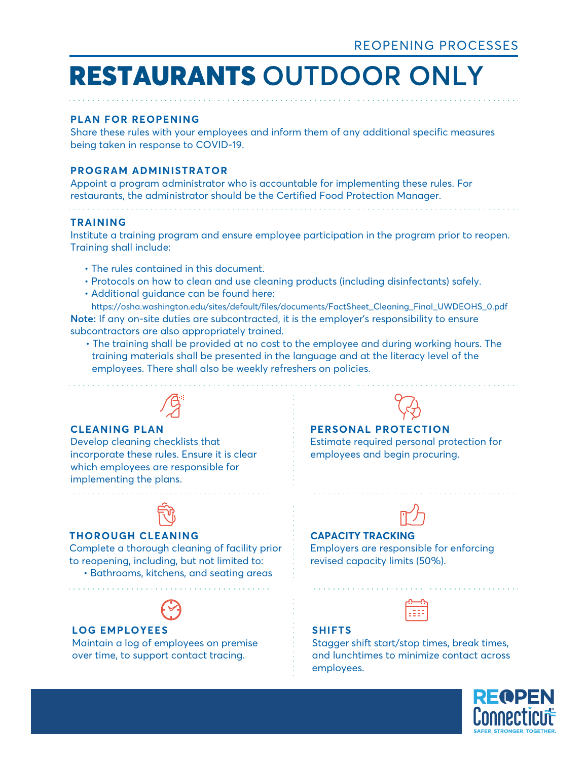REOPENING PROCESSES

# RESTAURANTS OUTDOOR ONLY

## PLAN FOR REOPENING

Share these rules with your employees and inform them of any additional specific measures being taken in response to COVID-19.

## PROGRAM ADMINISTRATOR

Appoint a program administrator who is accountable for implementing these rules. For restaurants, the administrator should be the Certified Food Protection Manager.

## TRAINING

Institute a training program and ensure employee participation in the program prior to reopen. Training shall include:

- The rules contained in this document.
- Protocols on how to clean and use cleaning products (including disinfectants) safely.
- Additional guidance can be found here: https://osha.washington.edu/sites/default/files/documents/FactSheet_Cleaning_Final_UWDEOHS_0.pdf

**Note:** If any on-site duties are subcontracted, it is the employer's responsibility to ensure subcontractors are also appropriately trained.

- The training shall be provided at no cost to the employee and during working hours. The training materials shall be presented in the language and at the literacy level of the employees. There shall also be weekly refreshers on policies.

## CLEANING PLAN

Develop cleaning checklists that incorporate these rules. Ensure it is clear which employees are responsible for implementing the plans.

## PERSONAL PROTECTION

Estimate required personal protection for employees and begin procuring.

## THOROUGH CLEANING

Complete a thorough cleaning of facility prior to reopening, including, but not limited to:

- Bathrooms, kitchens, and seating areas

## CAPACITY TRACKING

Employers are responsible for enforcing revised capacity limits (50%).

## LOG EMPLOYEES

Maintain a log of employees on premise over time, to support contact tracing.

## SHIFTS

Stagger shift start/stop times, break times, and lunchtimes to minimize contact across employees.

REOPEN Connecticut
SAFER. STRONGER. TOGETHER.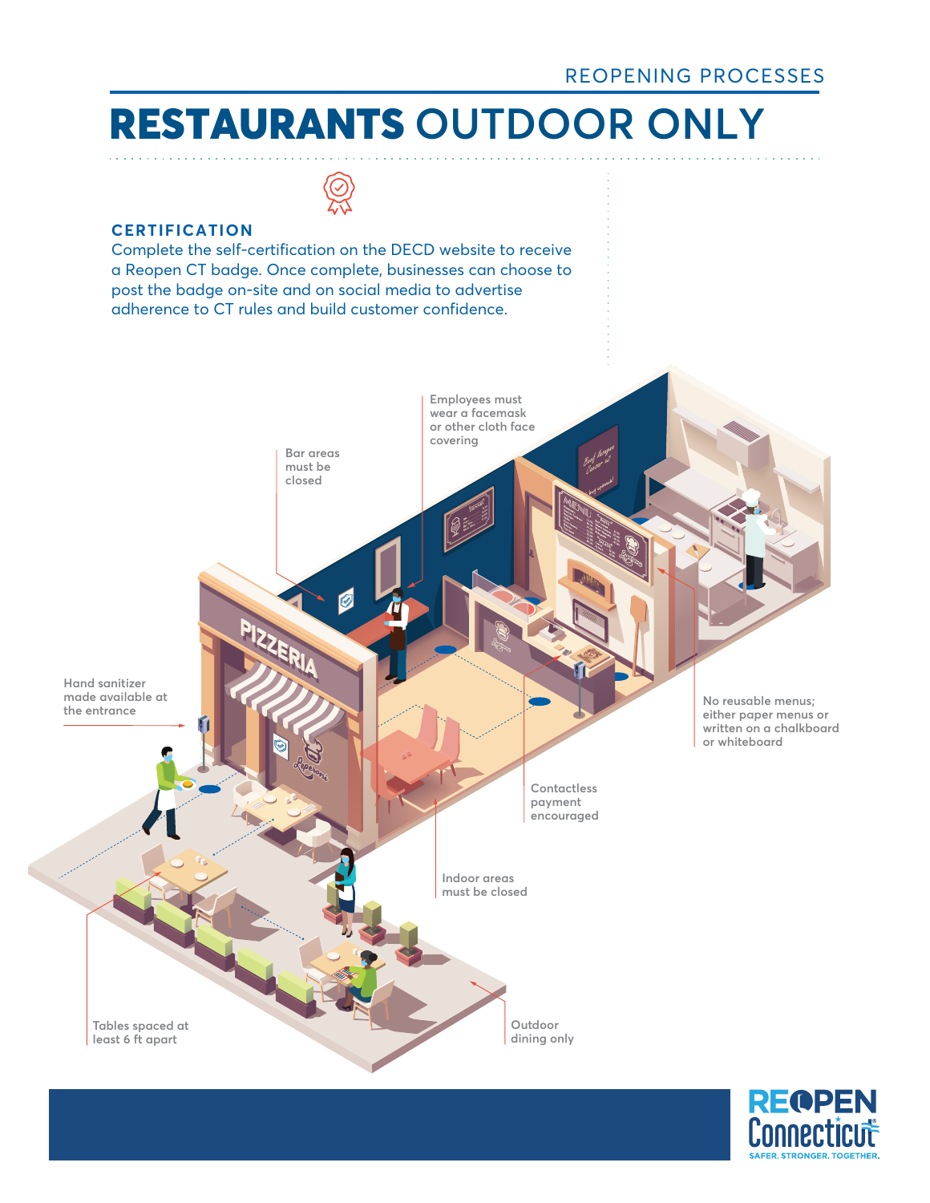REOPENING PROCESSES

# RESTAURANTS OUTDOOR ONLY

## CERTIFICATION

Complete the self-certification on the DECD website to receive a Reopen CT badge. Once complete, businesses can choose to post the badge on-site and on social media to advertise adherence to CT rules and build customer confidence.

- Employees must wear a facemask or other cloth face covering
- Bar areas must be closed
- Hand sanitizer made available at the entrance
- No reusable menus; either paper menus or written on a chalkboard or whiteboard
- Contactless payment encouraged
- Indoor areas must be closed
- Tables spaced at least 6 ft apart
- Outdoor dining only

REOPEN Connecticut
SAFER. STRONGER. TOGETHER.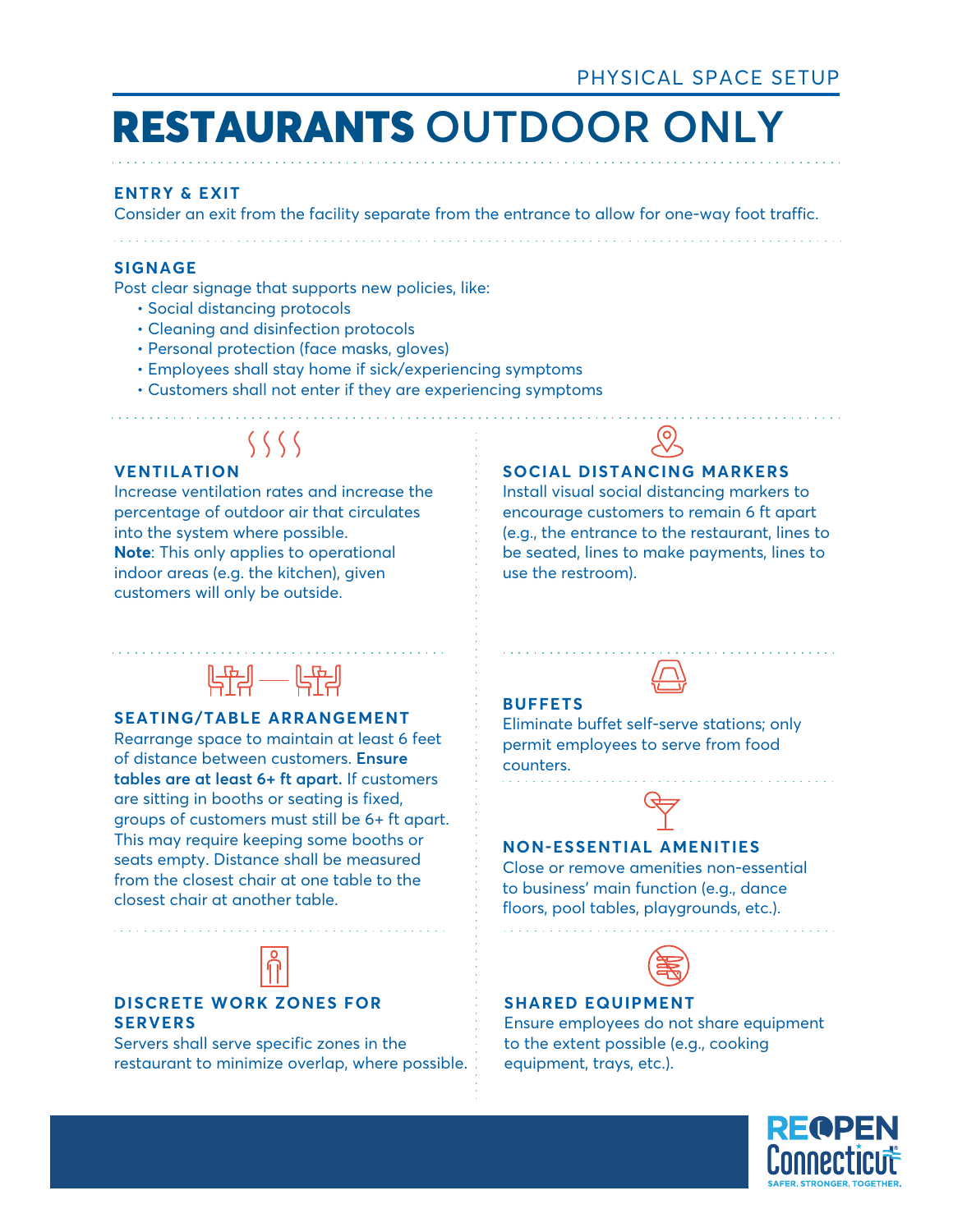PHYSICAL SPACE SETUP

# **RESTAURANTS** OUTDOOR ONLY

## ENTRY & EXIT

Consider an exit from the facility separate from the entrance to allow for one-way foot traffic.

## SIGNAGE

Post clear signage that supports new policies, like:

- Social distancing protocols
- Cleaning and disinfection protocols
- Personal protection (face masks, gloves)
- Employees shall stay home if sick/experiencing symptoms
- Customers shall not enter if they are experiencing symptoms

## VENTILATION

Increase ventilation rates and increase the percentage of outdoor air that circulates into the system where possible.

**Note**: This only applies to operational indoor areas (e.g. the kitchen), given customers will only be outside.

## SEATING/TABLE ARRANGEMENT

Rearrange space to maintain at least 6 feet of distance between customers. **Ensure tables are at least 6+ ft apart.** If customers are sitting in booths or seating is fixed, groups of customers must still be 6+ ft apart. This may require keeping some booths or seats empty. Distance shall be measured from the closest chair at one table to the closest chair at another table.

## DISCRETE WORK ZONES FOR SERVERS

Servers shall serve specific zones in the restaurant to minimize overlap, where possible.

## SOCIAL DISTANCING MARKERS

Install visual social distancing markers to encourage customers to remain 6 ft apart (e.g., the entrance to the restaurant, lines to be seated, lines to make payments, lines to use the restroom).

## BUFFETS

Eliminate buffet self-serve stations; only permit employees to serve from food counters.

## NON-ESSENTIAL AMENITIES

Close or remove amenities non-essential to business' main function (e.g., dance floors, pool tables, playgrounds, etc.).

## SHARED EQUIPMENT

Ensure employees do not share equipment to the extent possible (e.g., cooking equipment, trays, etc.).

REOPEN Connecticut
SAFER. STRONGER. TOGETHER.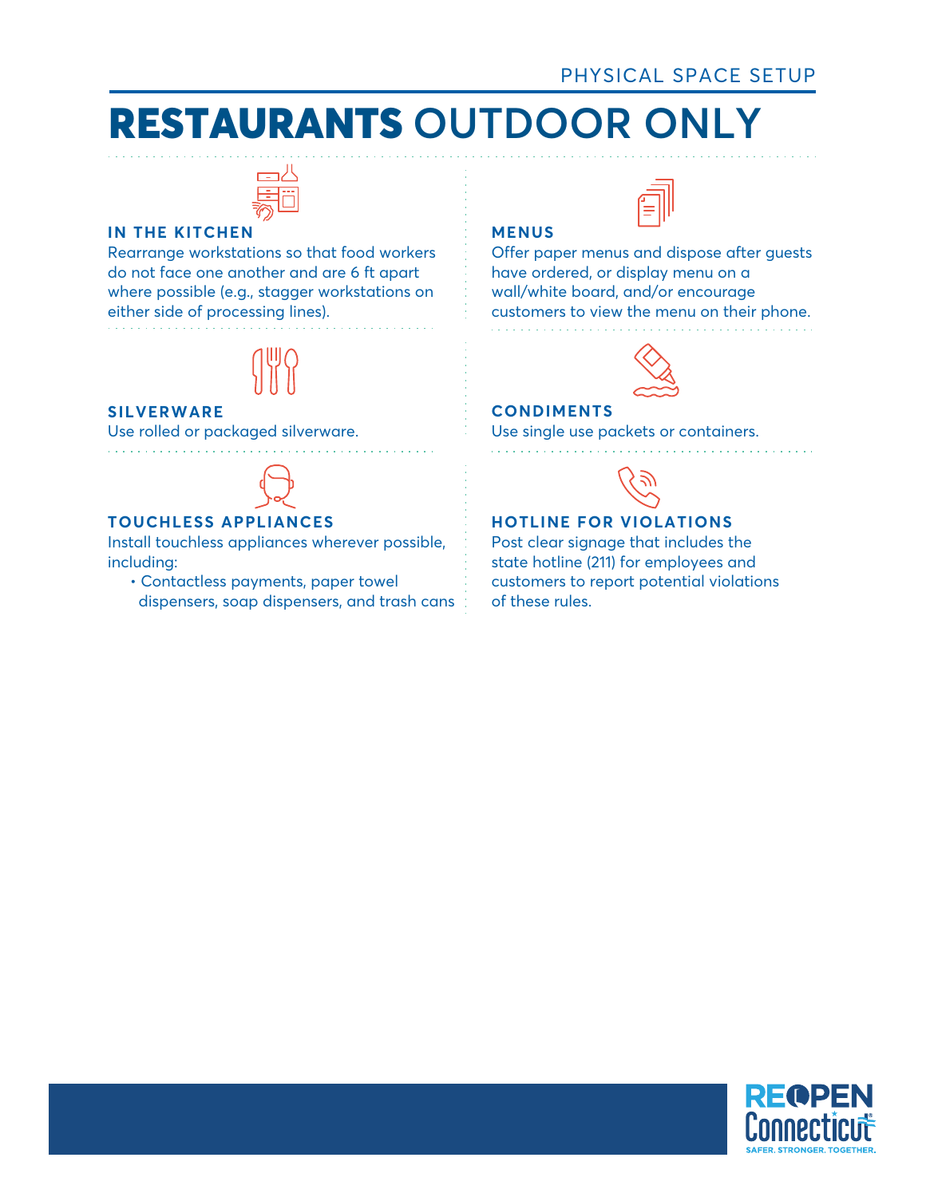PHYSICAL SPACE SETUP

# RESTAURANTS OUTDOOR ONLY

### IN THE KITCHEN

Rearrange workstations so that food workers do not face one another and are 6 ft apart where possible (e.g., stagger workstations on either side of processing lines).

### MENUS

Offer paper menus and dispose after guests have ordered, or display menu on a wall/white board, and/or encourage customers to view the menu on their phone.

### SILVERWARE

Use rolled or packaged silverware.

### CONDIMENTS

Use single use packets or containers.

### TOUCHLESS APPLIANCES

Install touchless appliances wherever possible, including:

- Contactless payments, paper towel dispensers, soap dispensers, and trash cans

### HOTLINE FOR VIOLATIONS

Post clear signage that includes the state hotline (211) for employees and customers to report potential violations of these rules.

REOPEN Connecticut
SAFER. STRONGER. TOGETHER.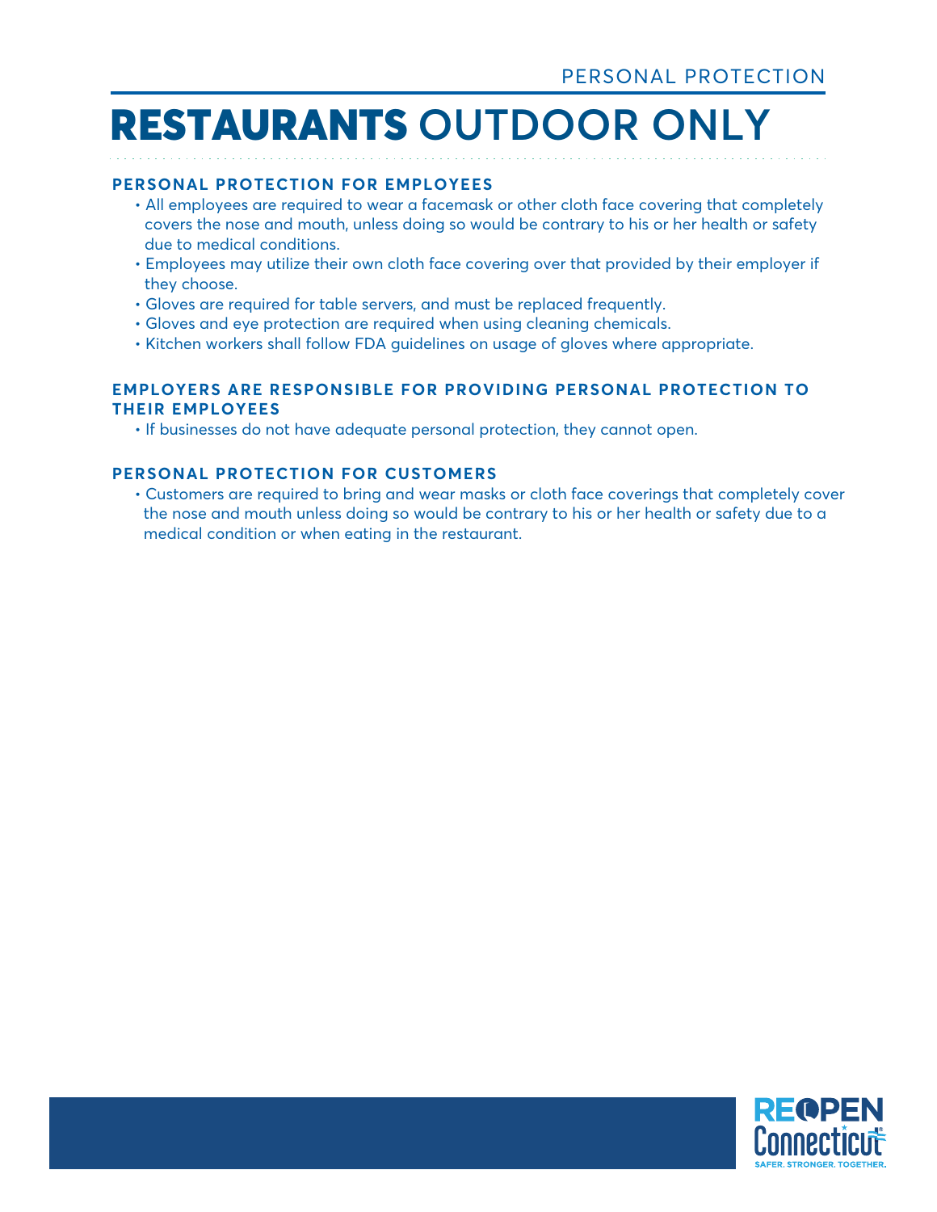PERSONAL PROTECTION

# RESTAURANTS OUTDOOR ONLY

### PERSONAL PROTECTION FOR EMPLOYEES

- All employees are required to wear a facemask or other cloth face covering that completely covers the nose and mouth, unless doing so would be contrary to his or her health or safety due to medical conditions.
- Employees may utilize their own cloth face covering over that provided by their employer if they choose.
- Gloves are required for table servers, and must be replaced frequently.
- Gloves and eye protection are required when using cleaning chemicals.
- Kitchen workers shall follow FDA guidelines on usage of gloves where appropriate.

### EMPLOYERS ARE RESPONSIBLE FOR PROVIDING PERSONAL PROTECTION TO THEIR EMPLOYEES

- If businesses do not have adequate personal protection, they cannot open.

### PERSONAL PROTECTION FOR CUSTOMERS

- Customers are required to bring and wear masks or cloth face coverings that completely cover the nose and mouth unless doing so would be contrary to his or her health or safety due to a medical condition or when eating in the restaurant.

REOPEN Connecticut
SAFER. STRONGER. TOGETHER.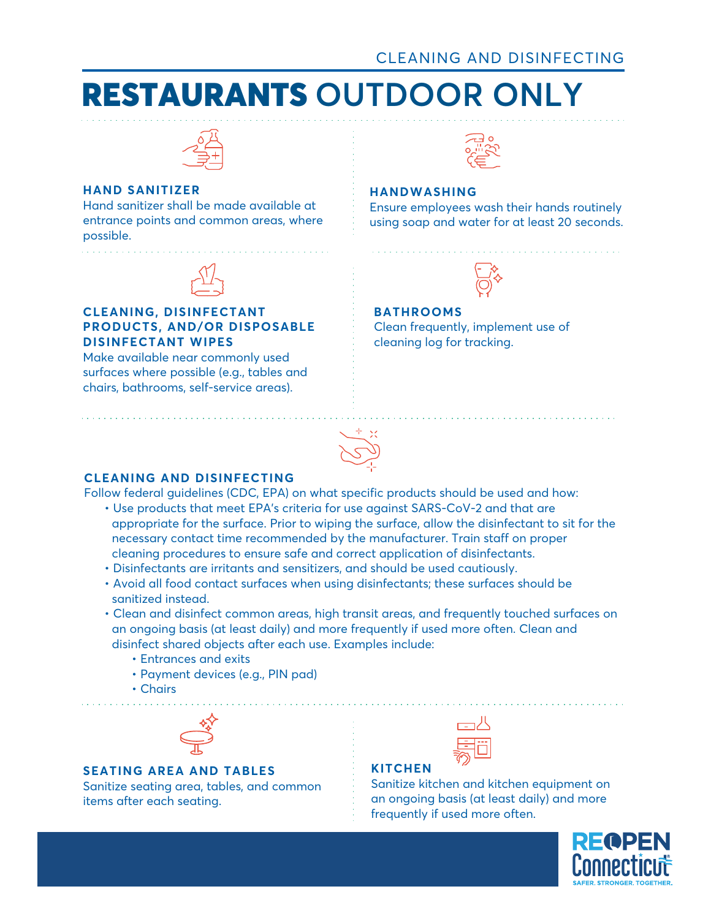CLEANING AND DISINFECTING

# RESTAURANTS OUTDOOR ONLY

### HAND SANITIZER

Hand sanitizer shall be made available at entrance points and common areas, where possible.

### HANDWASHING

Ensure employees wash their hands routinely using soap and water for at least 20 seconds.

### CLEANING, DISINFECTANT PRODUCTS, AND/OR DISPOSABLE DISINFECTANT WIPES

Make available near commonly used surfaces where possible (e.g., tables and chairs, bathrooms, self-service areas).

### BATHROOMS

Clean frequently, implement use of cleaning log for tracking.

### CLEANING AND DISINFECTING

Follow federal guidelines (CDC, EPA) on what specific products should be used and how:

- Use products that meet EPA's criteria for use against SARS-CoV-2 and that are appropriate for the surface. Prior to wiping the surface, allow the disinfectant to sit for the necessary contact time recommended by the manufacturer. Train staff on proper cleaning procedures to ensure safe and correct application of disinfectants.
- Disinfectants are irritants and sensitizers, and should be used cautiously.
- Avoid all food contact surfaces when using disinfectants; these surfaces should be sanitized instead.
- Clean and disinfect common areas, high transit areas, and frequently touched surfaces on an ongoing basis (at least daily) and more frequently if used more often. Clean and disinfect shared objects after each use. Examples include:
  - Entrances and exits
  - Payment devices (e.g., PIN pad)
  - Chairs

### SEATING AREA AND TABLES

Sanitize seating area, tables, and common items after each seating.

### KITCHEN

Sanitize kitchen and kitchen equipment on an ongoing basis (at least daily) and more frequently if used more often.

REOPEN Connecticut

SAFER. STRONGER. TOGETHER.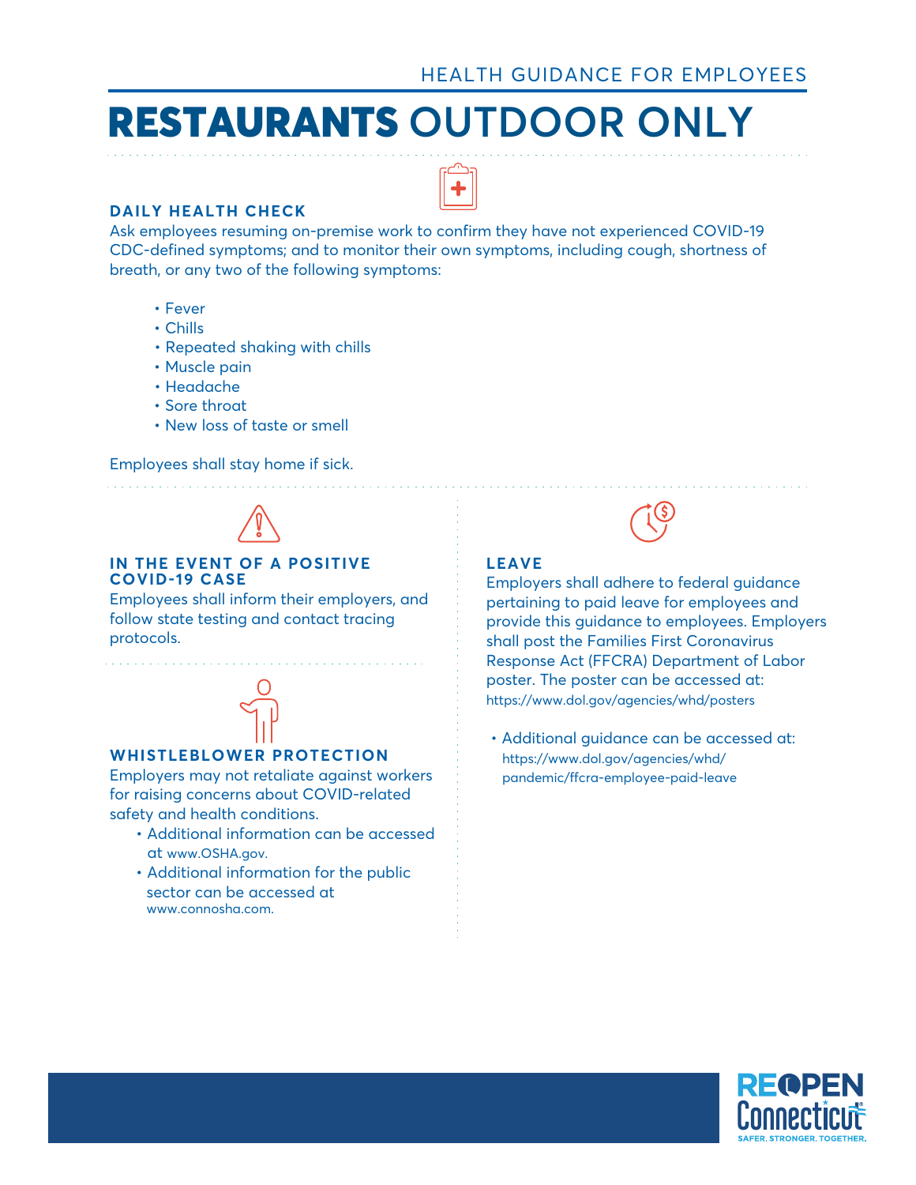HEALTH GUIDANCE FOR EMPLOYEES

# RESTAURANTS OUTDOOR ONLY

## DAILY HEALTH CHECK

Ask employees resuming on-premise work to confirm they have not experienced COVID-19 CDC-defined symptoms; and to monitor their own symptoms, including cough, shortness of breath, or any two of the following symptoms:

- Fever
- Chills
- Repeated shaking with chills
- Muscle pain
- Headache
- Sore throat
- New loss of taste or smell

Employees shall stay home if sick.

## IN THE EVENT OF A POSITIVE COVID-19 CASE

Employees shall inform their employers, and follow state testing and contact tracing protocols.

## WHISTLEBLOWER PROTECTION

Employers may not retaliate against workers for raising concerns about COVID-related safety and health conditions.

- Additional information can be accessed at www.OSHA.gov.
- Additional information for the public sector can be accessed at www.connosha.com.

## LEAVE

Employers shall adhere to federal guidance pertaining to paid leave for employees and provide this guidance to employees. Employers shall post the Families First Coronavirus Response Act (FFCRA) Department of Labor poster. The poster can be accessed at: https://www.dol.gov/agencies/whd/posters

- Additional guidance can be accessed at: https://www.dol.gov/agencies/whd/pandemic/ffcra-employee-paid-leave

REOPEN Connecticut

SAFER. STRONGER. TOGETHER.